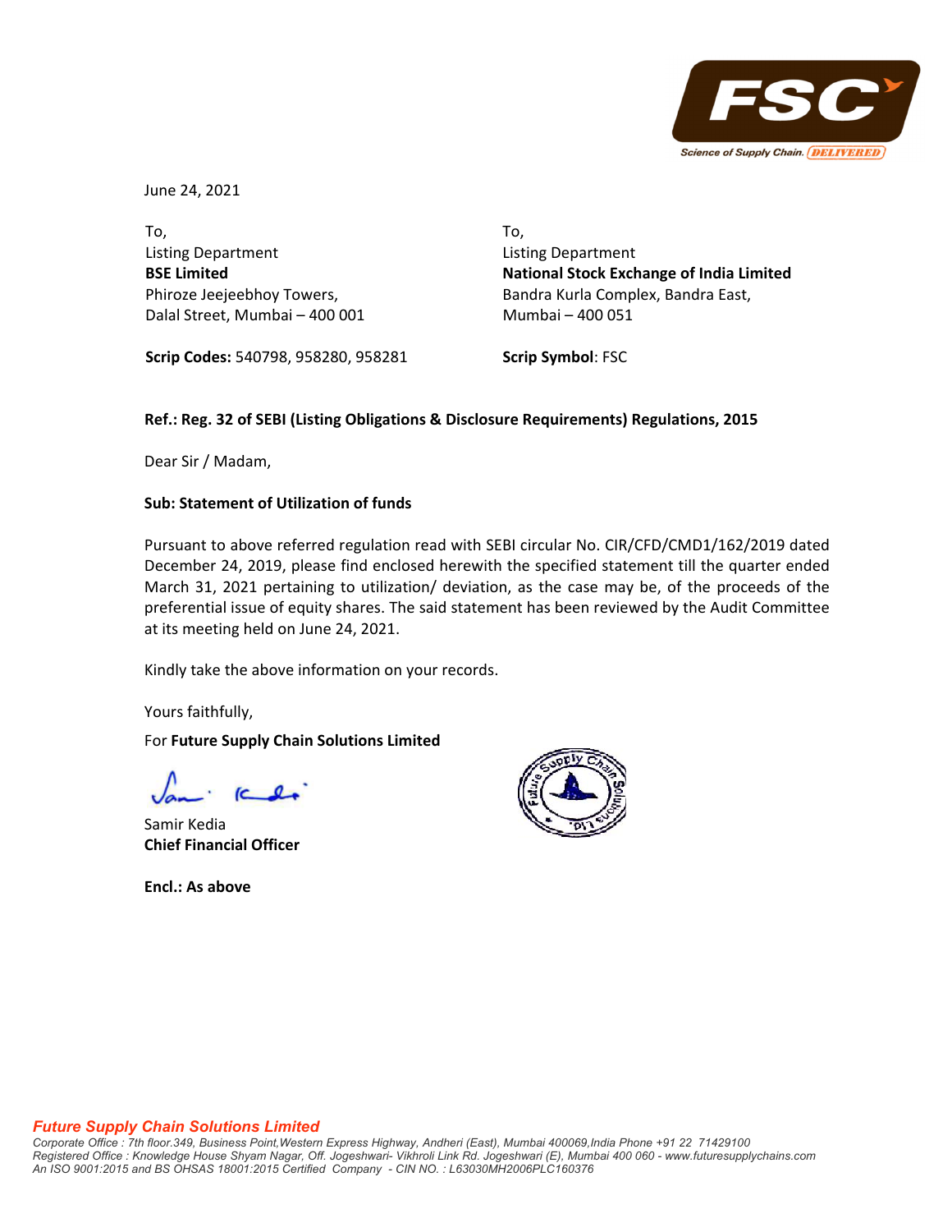June 24, 2021

To,
Listing Department
**BSE Limited**
Phiroze Jeejeebhoy Towers,
Dalal Street, Mumbai – 400 001

**Scrip Codes:** 540798, 958280, 958281

To,
Listing Department
**National Stock Exchange of India Limited**
Bandra Kurla Complex, Bandra East,
Mumbai – 400 051

**Scrip Symbol**: FSC

**Ref.: Reg. 32 of SEBI (Listing Obligations & Disclosure Requirements) Regulations, 2015**

Dear Sir / Madam,

**Sub: Statement of Utilization of funds**

Pursuant to above referred regulation read with SEBI circular No. CIR/CFD/CMD1/162/2019 dated December 24, 2019, please find enclosed herewith the specified statement till the quarter ended March 31, 2021 pertaining to utilization/ deviation, as the case may be, of the proceeds of the preferential issue of equity shares. The said statement has been reviewed by the Audit Committee at its meeting held on June 24, 2021.

Kindly take the above information on your records.

Yours faithfully,

For **Future Supply Chain Solutions Limited**

Samir Kedia
**Chief Financial Officer**

**Encl.: As above**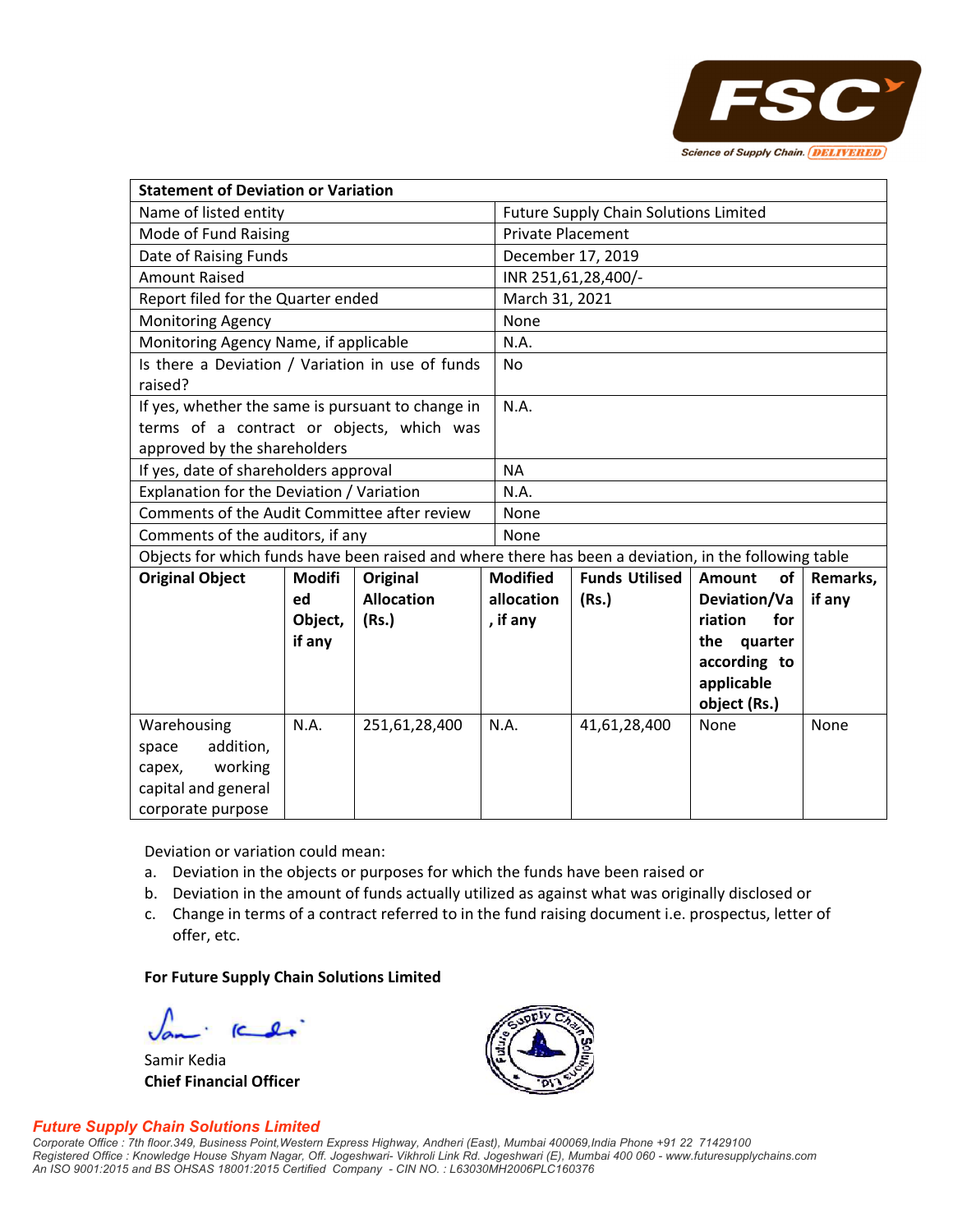| Statement of Deviation or Variation | | | | | | |
|---|---|---|---|---|---|---|
| Name of listed entity | | | Future Supply Chain Solutions Limited | | | |
| Mode of Fund Raising | | | Private Placement | | | |
| Date of Raising Funds | | | December 17, 2019 | | | |
| Amount Raised | | | INR 251,61,28,400/- | | | |
| Report filed for the Quarter ended | | | March 31, 2021 | | | |
| Monitoring Agency | | | None | | | |
| Monitoring Agency Name, if applicable | | | N.A. | | | |
| Is there a Deviation / Variation in use of funds raised? | | | No | | | |
| If yes, whether the same is pursuant to change in terms of a contract or objects, which was approved by the shareholders | | | N.A. | | | |
| If yes, date of shareholders approval | | | NA | | | |
| Explanation for the Deviation / Variation | | | N.A. | | | |
| Comments of the Audit Committee after review | | | None | | | |
| Comments of the auditors, if any | | | None | | | |
| Objects for which funds have been raised and where there has been a deviation, in the following table | | | | | | |
| **Original Object** | **Modified Object, if any** | **Original Allocation (Rs.)** | **Modified allocation, if any** | **Funds Utilised (Rs.)** | **Amount of Deviation/Variation for the quarter according to applicable object (Rs.)** | **Remarks, if any** |
| Warehousing space addition, capex, working capital and general corporate purpose | N.A. | 251,61,28,400 | N.A. | 41,61,28,400 | None | None |

Deviation or variation could mean:

a. Deviation in the objects or purposes for which the funds have been raised or
b. Deviation in the amount of funds actually utilized as against what was originally disclosed or
c. Change in terms of a contract referred to in the fund raising document i.e. prospectus, letter of offer, etc.

**For Future Supply Chain Solutions Limited**

Samir Kedia
**Chief Financial Officer**